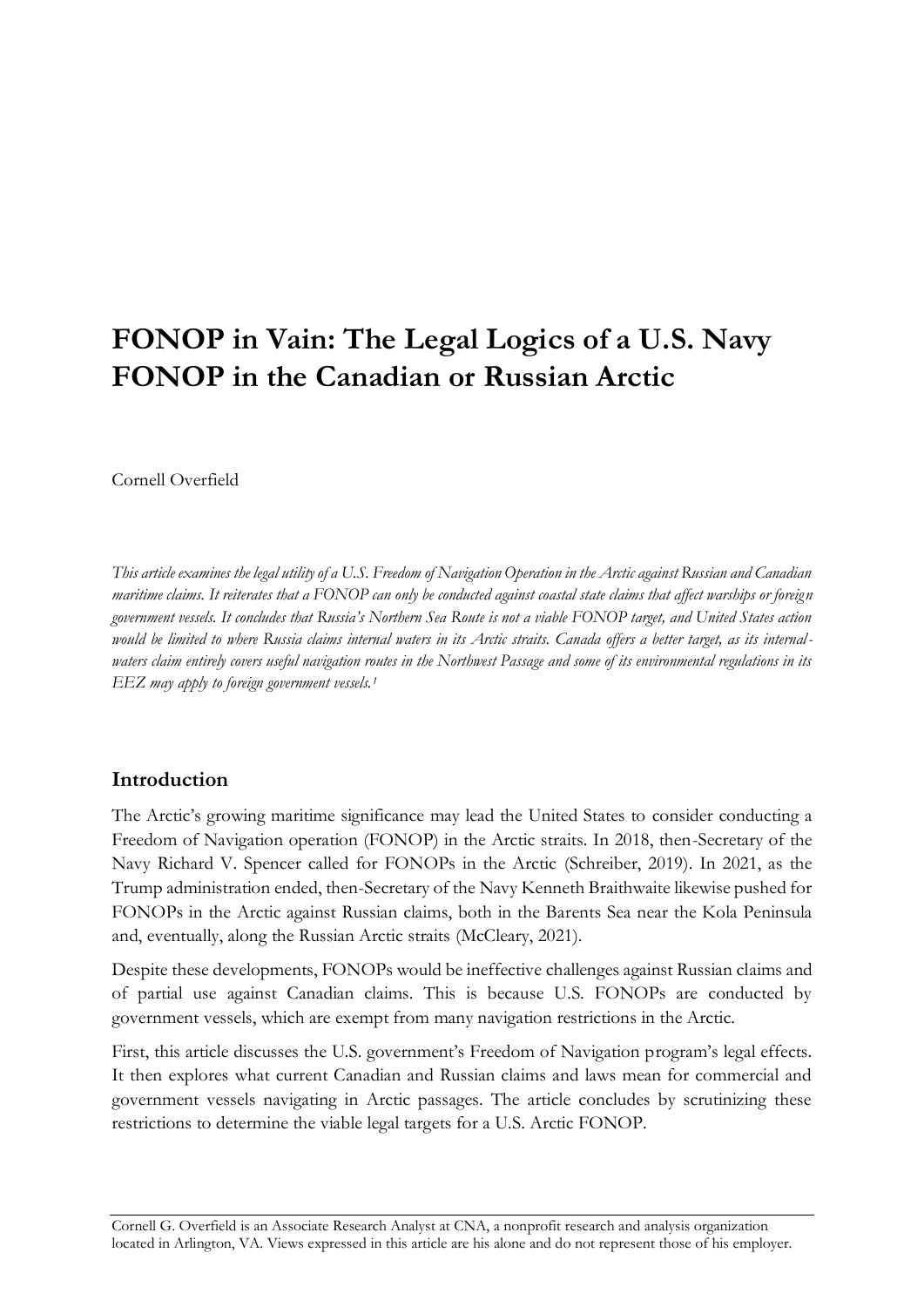# FONOP in Vain: The Legal Logics of a U.S. Navy FONOP in the Canadian or Russian Arctic

Cornell Overfield

*This article examines the legal utility of a U.S. Freedom of Navigation Operation in the Arctic against Russian and Canadian maritime claims. It reiterates that a FONOP can only be conducted against coastal state claims that affect warships or foreign government vessels. It concludes that Russia's Northern Sea Route is not a viable FONOP target, and United States action would be limited to where Russia claims internal waters in its Arctic straits. Canada offers a better target, as its internal-waters claim entirely covers useful navigation routes in the Northwest Passage and some of its environmental regulations in its EEZ may apply to foreign government vessels.*[1]

## Introduction

The Arctic's growing maritime significance may lead the United States to consider conducting a Freedom of Navigation operation (FONOP) in the Arctic straits. In 2018, then-Secretary of the Navy Richard V. Spencer called for FONOPs in the Arctic (Schreiber, 2019). In 2021, as the Trump administration ended, then-Secretary of the Navy Kenneth Braithwaite likewise pushed for FONOPs in the Arctic against Russian claims, both in the Barents Sea near the Kola Peninsula and, eventually, along the Russian Arctic straits (McCleary, 2021).

Despite these developments, FONOPs would be ineffective challenges against Russian claims and of partial use against Canadian claims. This is because U.S. FONOPs are conducted by government vessels, which are exempt from many navigation restrictions in the Arctic.

First, this article discusses the U.S. government's Freedom of Navigation program's legal effects. It then explores what current Canadian and Russian claims and laws mean for commercial and government vessels navigating in Arctic passages. The article concludes by scrutinizing these restrictions to determine the viable legal targets for a U.S. Arctic FONOP.

Cornell G. Overfield is an Associate Research Analyst at CNA, a nonprofit research and analysis organization located in Arlington, VA. Views expressed in this article are his alone and do not represent those of his employer.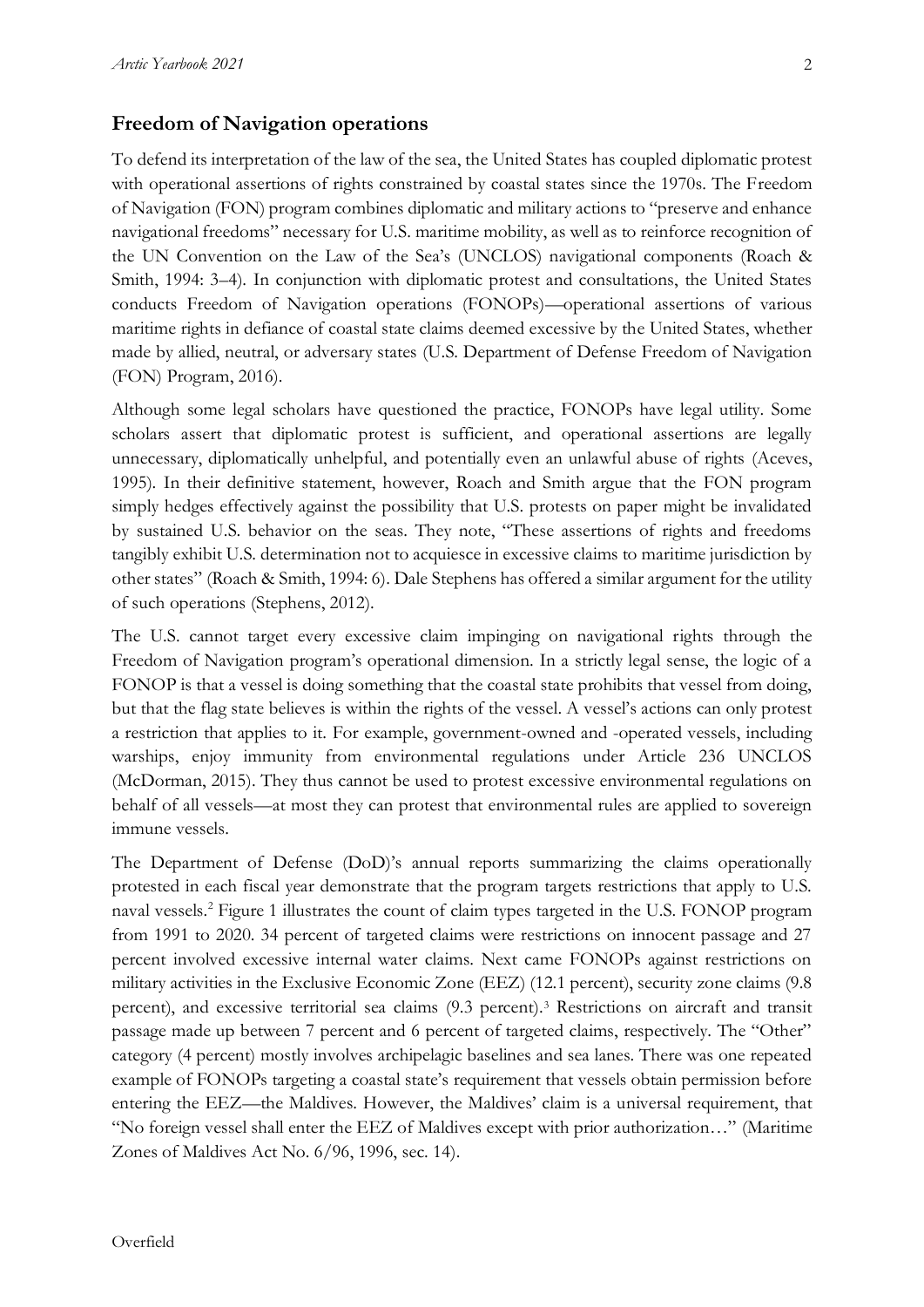## Freedom of Navigation operations

To defend its interpretation of the law of the sea, the United States has coupled diplomatic protest with operational assertions of rights constrained by coastal states since the 1970s. The Freedom of Navigation (FON) program combines diplomatic and military actions to "preserve and enhance navigational freedoms" necessary for U.S. maritime mobility, as well as to reinforce recognition of the UN Convention on the Law of the Sea's (UNCLOS) navigational components (Roach & Smith, 1994: 3–4). In conjunction with diplomatic protest and consultations, the United States conducts Freedom of Navigation operations (FONOPs)—operational assertions of various maritime rights in defiance of coastal state claims deemed excessive by the United States, whether made by allied, neutral, or adversary states (U.S. Department of Defense Freedom of Navigation (FON) Program, 2016).

Although some legal scholars have questioned the practice, FONOPs have legal utility. Some scholars assert that diplomatic protest is sufficient, and operational assertions are legally unnecessary, diplomatically unhelpful, and potentially even an unlawful abuse of rights (Aceves, 1995). In their definitive statement, however, Roach and Smith argue that the FON program simply hedges effectively against the possibility that U.S. protests on paper might be invalidated by sustained U.S. behavior on the seas. They note, "These assertions of rights and freedoms tangibly exhibit U.S. determination not to acquiesce in excessive claims to maritime jurisdiction by other states" (Roach & Smith, 1994: 6). Dale Stephens has offered a similar argument for the utility of such operations (Stephens, 2012).

The U.S. cannot target every excessive claim impinging on navigational rights through the Freedom of Navigation program's operational dimension. In a strictly legal sense, the logic of a FONOP is that a vessel is doing something that the coastal state prohibits that vessel from doing, but that the flag state believes is within the rights of the vessel. A vessel's actions can only protest a restriction that applies to it. For example, government-owned and -operated vessels, including warships, enjoy immunity from environmental regulations under Article 236 UNCLOS (McDorman, 2015). They thus cannot be used to protest excessive environmental regulations on behalf of all vessels—at most they can protest that environmental rules are applied to sovereign immune vessels.

The Department of Defense (DoD)'s annual reports summarizing the claims operationally protested in each fiscal year demonstrate that the program targets restrictions that apply to U.S. naval vessels.[2] Figure 1 illustrates the count of claim types targeted in the U.S. FONOP program from 1991 to 2020. 34 percent of targeted claims were restrictions on innocent passage and 27 percent involved excessive internal water claims. Next came FONOPs against restrictions on military activities in the Exclusive Economic Zone (EEZ) (12.1 percent), security zone claims (9.8 percent), and excessive territorial sea claims (9.3 percent).[3] Restrictions on aircraft and transit passage made up between 7 percent and 6 percent of targeted claims, respectively. The "Other" category (4 percent) mostly involves archipelagic baselines and sea lanes. There was one repeated example of FONOPs targeting a coastal state's requirement that vessels obtain permission before entering the EEZ—the Maldives. However, the Maldives' claim is a universal requirement, that "No foreign vessel shall enter the EEZ of Maldives except with prior authorization…" (Maritime Zones of Maldives Act No. 6/96, 1996, sec. 14).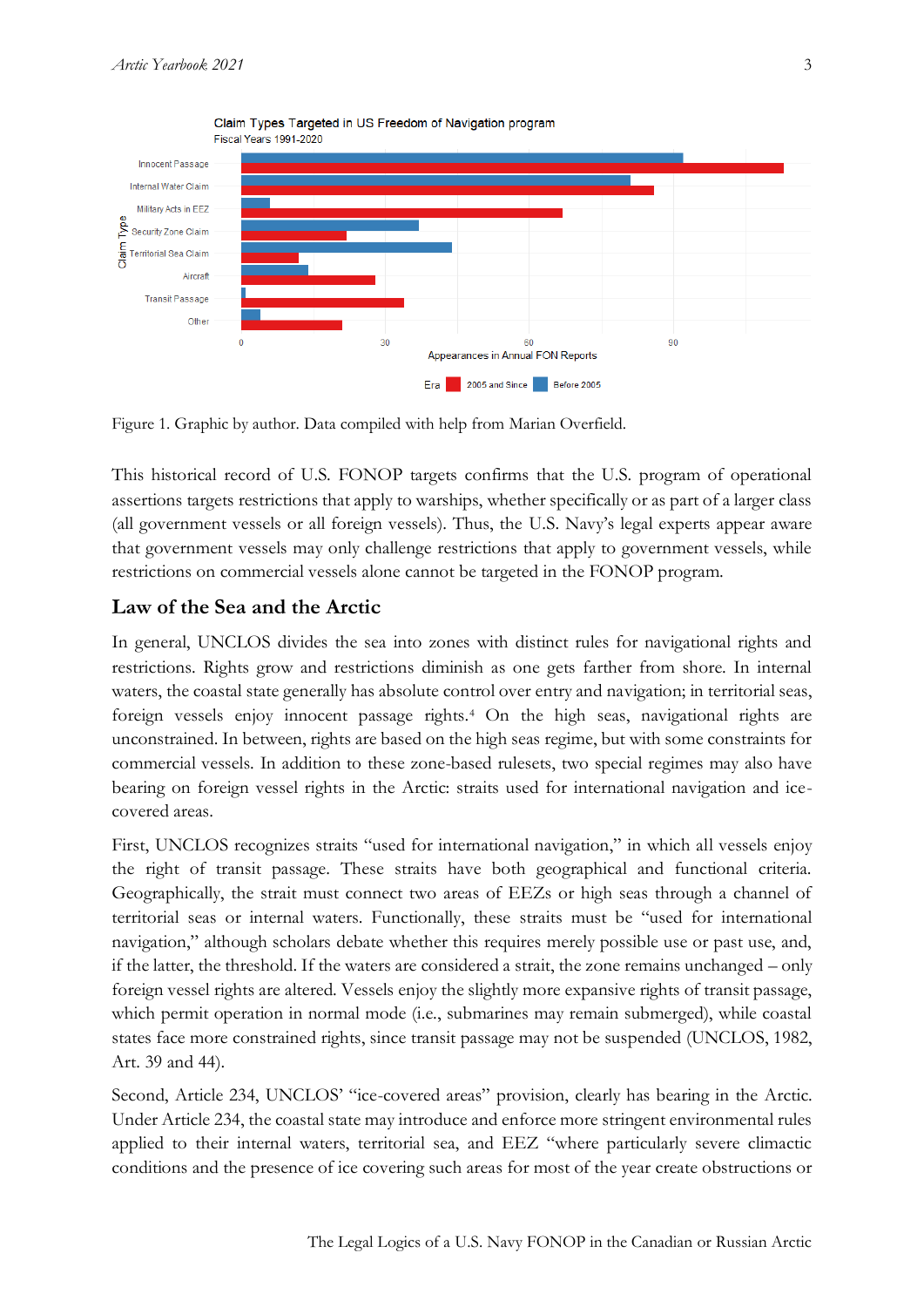Figure 1. Graphic by author. Data compiled with help from Marian Overfield.

This historical record of U.S. FONOP targets confirms that the U.S. program of operational assertions targets restrictions that apply to warships, whether specifically or as part of a larger class (all government vessels or all foreign vessels). Thus, the U.S. Navy's legal experts appear aware that government vessels may only challenge restrictions that apply to government vessels, while restrictions on commercial vessels alone cannot be targeted in the FONOP program.

## Law of the Sea and the Arctic

In general, UNCLOS divides the sea into zones with distinct rules for navigational rights and restrictions. Rights grow and restrictions diminish as one gets farther from shore. In internal waters, the coastal state generally has absolute control over entry and navigation; in territorial seas, foreign vessels enjoy innocent passage rights.[4] On the high seas, navigational rights are unconstrained. In between, rights are based on the high seas regime, but with some constraints for commercial vessels. In addition to these zone-based rulesets, two special regimes may also have bearing on foreign vessel rights in the Arctic: straits used for international navigation and ice-covered areas.

First, UNCLOS recognizes straits "used for international navigation," in which all vessels enjoy the right of transit passage. These straits have both geographical and functional criteria. Geographically, the strait must connect two areas of EEZs or high seas through a channel of territorial seas or internal waters. Functionally, these straits must be "used for international navigation," although scholars debate whether this requires merely possible use or past use, and, if the latter, the threshold. If the waters are considered a strait, the zone remains unchanged – only foreign vessel rights are altered. Vessels enjoy the slightly more expansive rights of transit passage, which permit operation in normal mode (i.e., submarines may remain submerged), while coastal states face more constrained rights, since transit passage may not be suspended (UNCLOS, 1982, Art. 39 and 44).

Second, Article 234, UNCLOS' "ice-covered areas" provision, clearly has bearing in the Arctic. Under Article 234, the coastal state may introduce and enforce more stringent environmental rules applied to their internal waters, territorial sea, and EEZ "where particularly severe climactic conditions and the presence of ice covering such areas for most of the year create obstructions or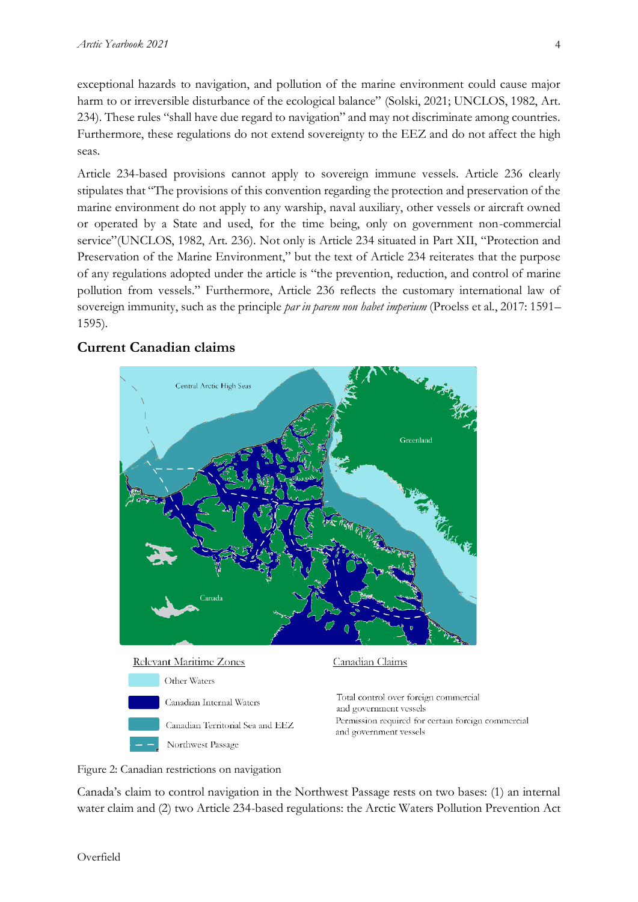exceptional hazards to navigation, and pollution of the marine environment could cause major harm to or irreversible disturbance of the ecological balance" (Solski, 2021; UNCLOS, 1982, Art. 234). These rules "shall have due regard to navigation" and may not discriminate among countries. Furthermore, these regulations do not extend sovereignty to the EEZ and do not affect the high seas.

Article 234-based provisions cannot apply to sovereign immune vessels. Article 236 clearly stipulates that "The provisions of this convention regarding the protection and preservation of the marine environment do not apply to any warship, naval auxiliary, other vessels or aircraft owned or operated by a State and used, for the time being, only on government non-commercial service"(UNCLOS, 1982, Art. 236). Not only is Article 234 situated in Part XII, "Protection and Preservation of the Marine Environment," but the text of Article 234 reiterates that the purpose of any regulations adopted under the article is "the prevention, reduction, and control of marine pollution from vessels." Furthermore, Article 236 reflects the customary international law of sovereign immunity, such as the principle *par in parem non habet imperium* (Proelss et al., 2017: 1591–1595).

## Current Canadian claims

Figure 2: Canadian restrictions on navigation

Canada's claim to control navigation in the Northwest Passage rests on two bases: (1) an internal water claim and (2) two Article 234-based regulations: the Arctic Waters Pollution Prevention Act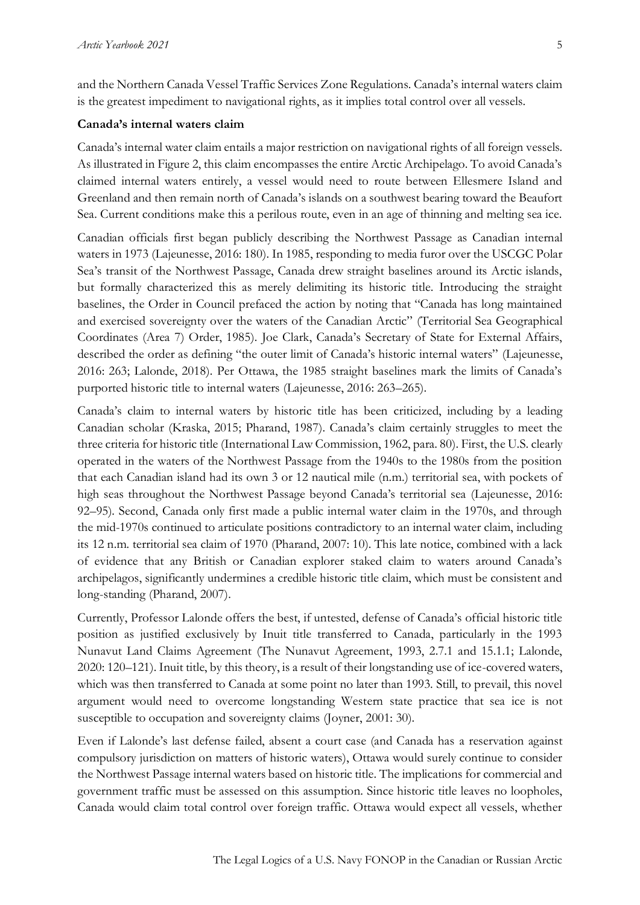and the Northern Canada Vessel Traffic Services Zone Regulations. Canada's internal waters claim is the greatest impediment to navigational rights, as it implies total control over all vessels.

**Canada's internal waters claim**

Canada's internal water claim entails a major restriction on navigational rights of all foreign vessels. As illustrated in Figure 2, this claim encompasses the entire Arctic Archipelago. To avoid Canada's claimed internal waters entirely, a vessel would need to route between Ellesmere Island and Greenland and then remain north of Canada's islands on a southwest bearing toward the Beaufort Sea. Current conditions make this a perilous route, even in an age of thinning and melting sea ice.

Canadian officials first began publicly describing the Northwest Passage as Canadian internal waters in 1973 (Lajeunesse, 2016: 180). In 1985, responding to media furor over the USCGC Polar Sea's transit of the Northwest Passage, Canada drew straight baselines around its Arctic islands, but formally characterized this as merely delimiting its historic title. Introducing the straight baselines, the Order in Council prefaced the action by noting that "Canada has long maintained and exercised sovereignty over the waters of the Canadian Arctic" (Territorial Sea Geographical Coordinates (Area 7) Order, 1985). Joe Clark, Canada's Secretary of State for External Affairs, described the order as defining "the outer limit of Canada's historic internal waters" (Lajeunesse, 2016: 263; Lalonde, 2018). Per Ottawa, the 1985 straight baselines mark the limits of Canada's purported historic title to internal waters (Lajeunesse, 2016: 263–265).

Canada's claim to internal waters by historic title has been criticized, including by a leading Canadian scholar (Kraska, 2015; Pharand, 1987). Canada's claim certainly struggles to meet the three criteria for historic title (International Law Commission, 1962, para. 80). First, the U.S. clearly operated in the waters of the Northwest Passage from the 1940s to the 1980s from the position that each Canadian island had its own 3 or 12 nautical mile (n.m.) territorial sea, with pockets of high seas throughout the Northwest Passage beyond Canada's territorial sea (Lajeunesse, 2016: 92–95). Second, Canada only first made a public internal water claim in the 1970s, and through the mid-1970s continued to articulate positions contradictory to an internal water claim, including its 12 n.m. territorial sea claim of 1970 (Pharand, 2007: 10). This late notice, combined with a lack of evidence that any British or Canadian explorer staked claim to waters around Canada's archipelagos, significantly undermines a credible historic title claim, which must be consistent and long-standing (Pharand, 2007).

Currently, Professor Lalonde offers the best, if untested, defense of Canada's official historic title position as justified exclusively by Inuit title transferred to Canada, particularly in the 1993 Nunavut Land Claims Agreement (The Nunavut Agreement, 1993, 2.7.1 and 15.1.1; Lalonde, 2020: 120–121). Inuit title, by this theory, is a result of their longstanding use of ice-covered waters, which was then transferred to Canada at some point no later than 1993. Still, to prevail, this novel argument would need to overcome longstanding Western state practice that sea ice is not susceptible to occupation and sovereignty claims (Joyner, 2001: 30).

Even if Lalonde's last defense failed, absent a court case (and Canada has a reservation against compulsory jurisdiction on matters of historic waters), Ottawa would surely continue to consider the Northwest Passage internal waters based on historic title. The implications for commercial and government traffic must be assessed on this assumption. Since historic title leaves no loopholes, Canada would claim total control over foreign traffic. Ottawa would expect all vessels, whether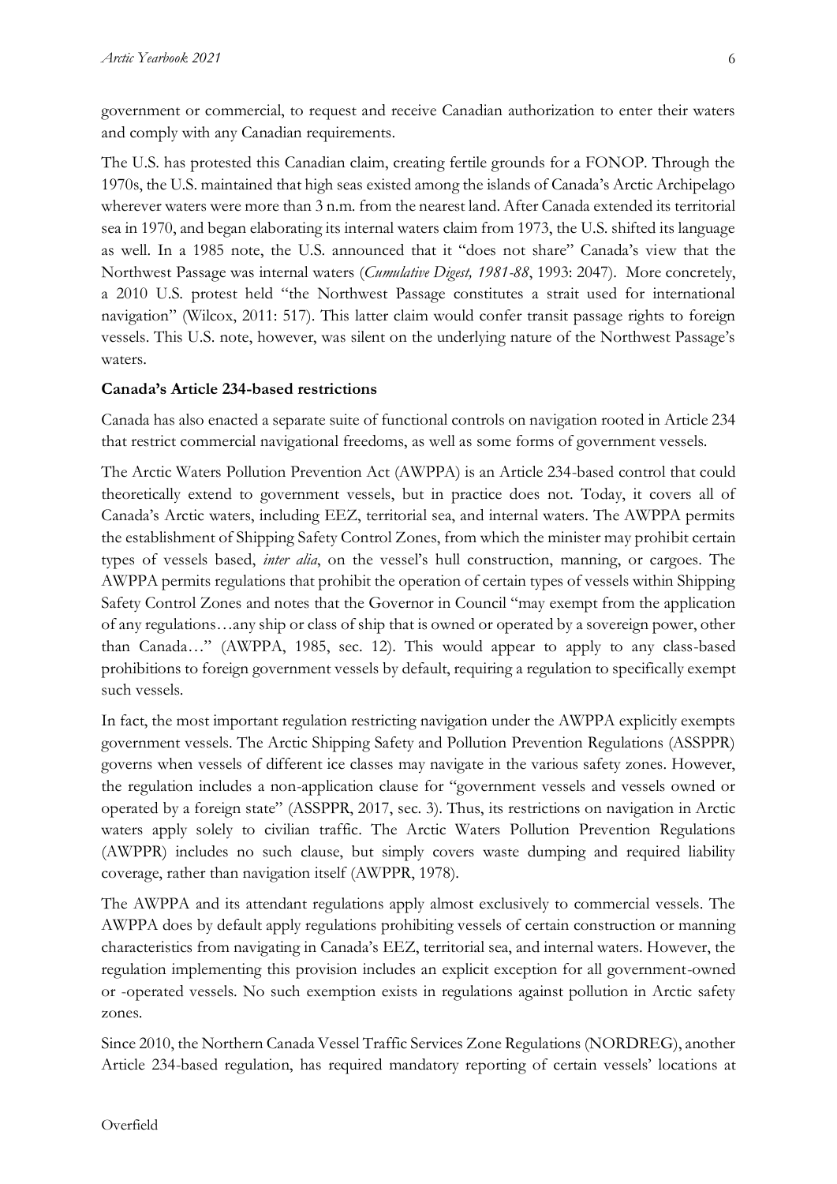government or commercial, to request and receive Canadian authorization to enter their waters and comply with any Canadian requirements.

The U.S. has protested this Canadian claim, creating fertile grounds for a FONOP. Through the 1970s, the U.S. maintained that high seas existed among the islands of Canada's Arctic Archipelago wherever waters were more than 3 n.m. from the nearest land. After Canada extended its territorial sea in 1970, and began elaborating its internal waters claim from 1973, the U.S. shifted its language as well. In a 1985 note, the U.S. announced that it "does not share" Canada's view that the Northwest Passage was internal waters (*Cumulative Digest, 1981-88*, 1993: 2047). More concretely, a 2010 U.S. protest held "the Northwest Passage constitutes a strait used for international navigation" (Wilcox, 2011: 517). This latter claim would confer transit passage rights to foreign vessels. This U.S. note, however, was silent on the underlying nature of the Northwest Passage's waters.

**Canada's Article 234-based restrictions**

Canada has also enacted a separate suite of functional controls on navigation rooted in Article 234 that restrict commercial navigational freedoms, as well as some forms of government vessels.

The Arctic Waters Pollution Prevention Act (AWPPA) is an Article 234-based control that could theoretically extend to government vessels, but in practice does not. Today, it covers all of Canada's Arctic waters, including EEZ, territorial sea, and internal waters. The AWPPA permits the establishment of Shipping Safety Control Zones, from which the minister may prohibit certain types of vessels based, *inter alia*, on the vessel's hull construction, manning, or cargoes. The AWPPA permits regulations that prohibit the operation of certain types of vessels within Shipping Safety Control Zones and notes that the Governor in Council "may exempt from the application of any regulations…any ship or class of ship that is owned or operated by a sovereign power, other than Canada…" (AWPPA, 1985, sec. 12). This would appear to apply to any class-based prohibitions to foreign government vessels by default, requiring a regulation to specifically exempt such vessels.

In fact, the most important regulation restricting navigation under the AWPPA explicitly exempts government vessels. The Arctic Shipping Safety and Pollution Prevention Regulations (ASSPPR) governs when vessels of different ice classes may navigate in the various safety zones. However, the regulation includes a non-application clause for "government vessels and vessels owned or operated by a foreign state" (ASSPPR, 2017, sec. 3). Thus, its restrictions on navigation in Arctic waters apply solely to civilian traffic. The Arctic Waters Pollution Prevention Regulations (AWPPR) includes no such clause, but simply covers waste dumping and required liability coverage, rather than navigation itself (AWPPR, 1978).

The AWPPA and its attendant regulations apply almost exclusively to commercial vessels. The AWPPA does by default apply regulations prohibiting vessels of certain construction or manning characteristics from navigating in Canada's EEZ, territorial sea, and internal waters. However, the regulation implementing this provision includes an explicit exception for all government-owned or -operated vessels. No such exemption exists in regulations against pollution in Arctic safety zones.

Since 2010, the Northern Canada Vessel Traffic Services Zone Regulations (NORDREG), another Article 234-based regulation, has required mandatory reporting of certain vessels' locations at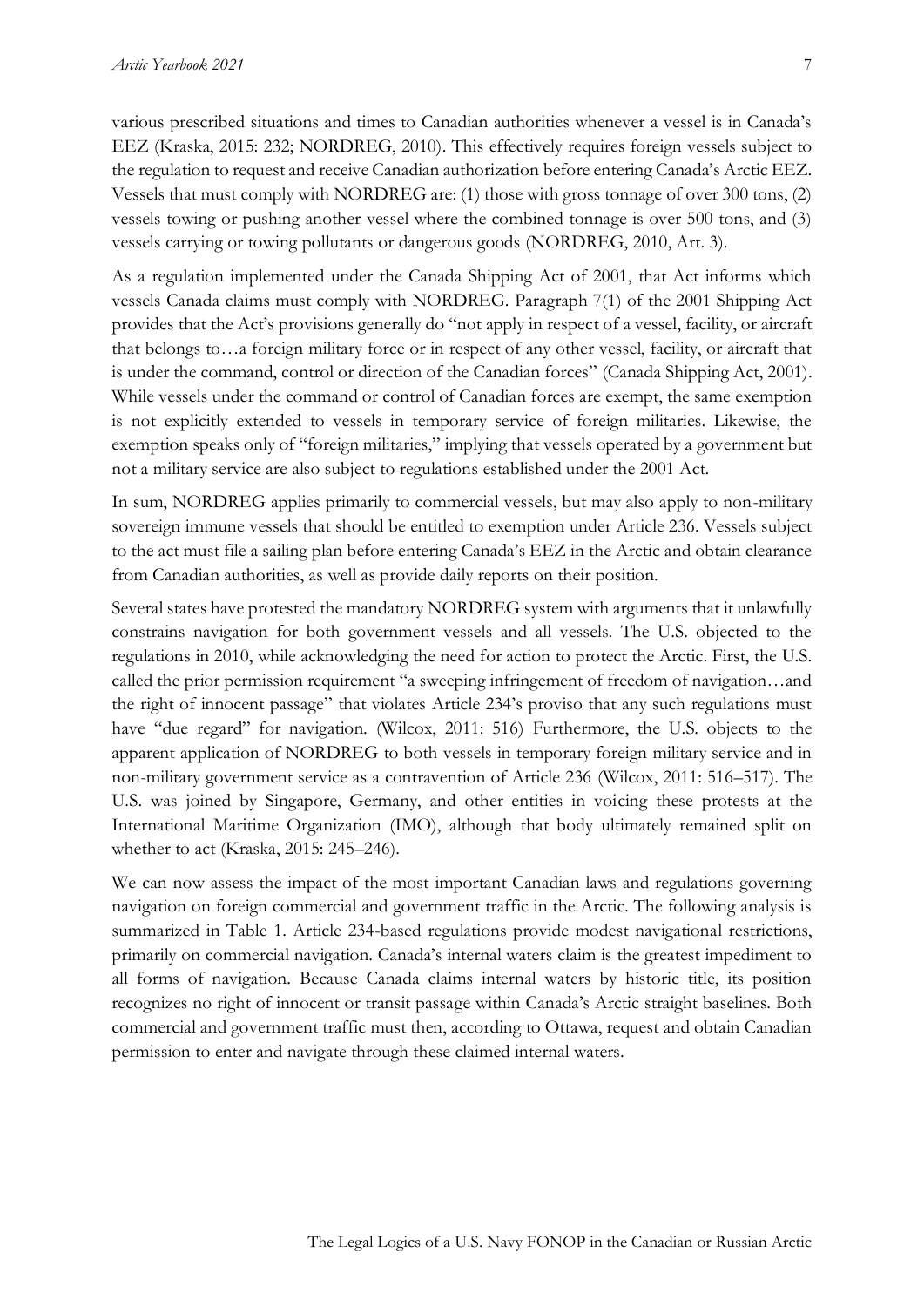various prescribed situations and times to Canadian authorities whenever a vessel is in Canada's EEZ (Kraska, 2015: 232; NORDREG, 2010). This effectively requires foreign vessels subject to the regulation to request and receive Canadian authorization before entering Canada's Arctic EEZ. Vessels that must comply with NORDREG are: (1) those with gross tonnage of over 300 tons, (2) vessels towing or pushing another vessel where the combined tonnage is over 500 tons, and (3) vessels carrying or towing pollutants or dangerous goods (NORDREG, 2010, Art. 3).

As a regulation implemented under the Canada Shipping Act of 2001, that Act informs which vessels Canada claims must comply with NORDREG. Paragraph 7(1) of the 2001 Shipping Act provides that the Act's provisions generally do "not apply in respect of a vessel, facility, or aircraft that belongs to…a foreign military force or in respect of any other vessel, facility, or aircraft that is under the command, control or direction of the Canadian forces" (Canada Shipping Act, 2001). While vessels under the command or control of Canadian forces are exempt, the same exemption is not explicitly extended to vessels in temporary service of foreign militaries. Likewise, the exemption speaks only of "foreign militaries," implying that vessels operated by a government but not a military service are also subject to regulations established under the 2001 Act.

In sum, NORDREG applies primarily to commercial vessels, but may also apply to non-military sovereign immune vessels that should be entitled to exemption under Article 236. Vessels subject to the act must file a sailing plan before entering Canada's EEZ in the Arctic and obtain clearance from Canadian authorities, as well as provide daily reports on their position.

Several states have protested the mandatory NORDREG system with arguments that it unlawfully constrains navigation for both government vessels and all vessels. The U.S. objected to the regulations in 2010, while acknowledging the need for action to protect the Arctic. First, the U.S. called the prior permission requirement "a sweeping infringement of freedom of navigation…and the right of innocent passage" that violates Article 234's proviso that any such regulations must have "due regard" for navigation. (Wilcox, 2011: 516) Furthermore, the U.S. objects to the apparent application of NORDREG to both vessels in temporary foreign military service and in non-military government service as a contravention of Article 236 (Wilcox, 2011: 516–517). The U.S. was joined by Singapore, Germany, and other entities in voicing these protests at the International Maritime Organization (IMO), although that body ultimately remained split on whether to act (Kraska, 2015: 245–246).

We can now assess the impact of the most important Canadian laws and regulations governing navigation on foreign commercial and government traffic in the Arctic. The following analysis is summarized in Table 1. Article 234-based regulations provide modest navigational restrictions, primarily on commercial navigation. Canada's internal waters claim is the greatest impediment to all forms of navigation. Because Canada claims internal waters by historic title, its position recognizes no right of innocent or transit passage within Canada's Arctic straight baselines. Both commercial and government traffic must then, according to Ottawa, request and obtain Canadian permission to enter and navigate through these claimed internal waters.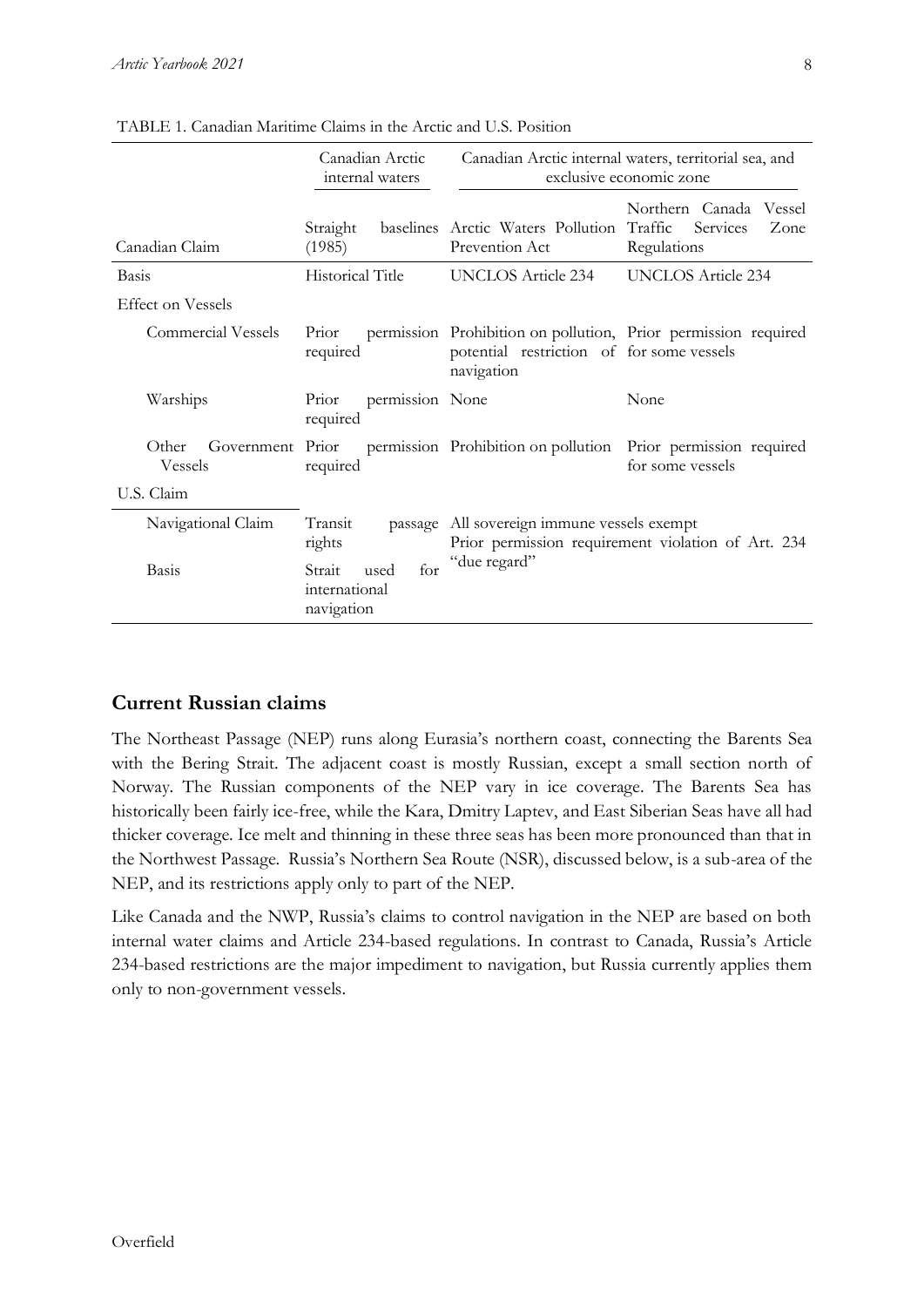TABLE 1. Canadian Maritime Claims in the Arctic and U.S. Position

| | Canadian Arctic internal waters | Canadian Arctic internal waters, territorial sea, and exclusive economic zone | |
|---|---|---|---|
| Canadian Claim | Straight baselines (1985) | Arctic Waters Pollution Prevention Act | Northern Canada Vessel Traffic Services Zone Regulations |
| Basis | Historical Title | UNCLOS Article 234 | UNCLOS Article 234 |
| Effect on Vessels | | | |
| Commercial Vessels | Prior permission required | Prohibition on pollution, potential restriction of navigation | Prior permission required for some vessels |
| Warships | Prior permission required | None | None |
| Other Government Vessels | Prior permission required | Prohibition on pollution | Prior permission required for some vessels |
| U.S. Claim | | | |
| Navigational Claim | Transit passage rights | All sovereign immune vessels exempt<br>Prior permission requirement violation of Art. 234 "due regard" | |
| Basis | Strait used for international navigation | | |

## Current Russian claims

The Northeast Passage (NEP) runs along Eurasia's northern coast, connecting the Barents Sea with the Bering Strait. The adjacent coast is mostly Russian, except a small section north of Norway. The Russian components of the NEP vary in ice coverage. The Barents Sea has historically been fairly ice-free, while the Kara, Dmitry Laptev, and East Siberian Seas have all had thicker coverage. Ice melt and thinning in these three seas has been more pronounced than that in the Northwest Passage. Russia's Northern Sea Route (NSR), discussed below, is a sub-area of the NEP, and its restrictions apply only to part of the NEP.

Like Canada and the NWP, Russia's claims to control navigation in the NEP are based on both internal water claims and Article 234-based regulations. In contrast to Canada, Russia's Article 234-based restrictions are the major impediment to navigation, but Russia currently applies them only to non-government vessels.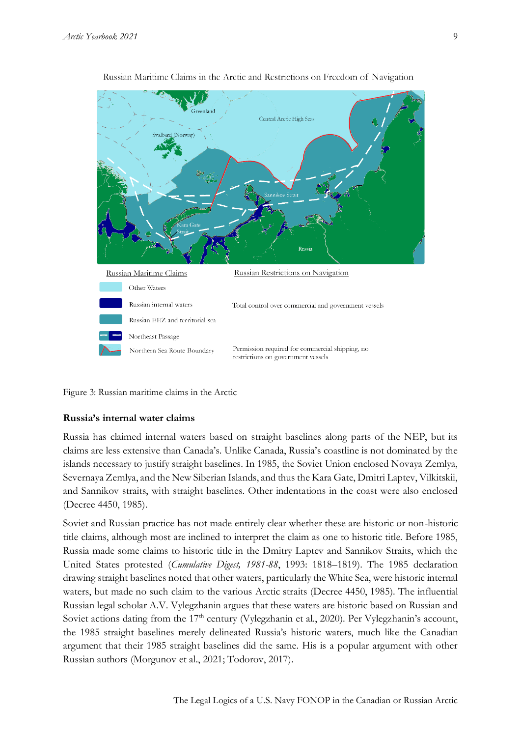Russian Maritime Claims in the Arctic and Restrictions on Freedom of Navigation

| Russian Maritime Claims | Russian Restrictions on Navigation |
| --- | --- |
| Other Waters | |
| Russian internal waters | Total control over commercial and government vessels |
| Russian EEZ and territorial sea | |
| Northeast Passage | |
| Northern Sea Route Boundary | Permission required for commercial shipping, no restrictions on government vessels |

Figure 3: Russian maritime claims in the Arctic

**Russia's internal water claims**

Russia has claimed internal waters based on straight baselines along parts of the NEP, but its claims are less extensive than Canada's. Unlike Canada, Russia's coastline is not dominated by the islands necessary to justify straight baselines. In 1985, the Soviet Union enclosed Novaya Zemlya, Severnaya Zemlya, and the New Siberian Islands, and thus the Kara Gate, Dmitri Laptev, Vilkitskii, and Sannikov straits, with straight baselines. Other indentations in the coast were also enclosed (Decree 4450, 1985).

Soviet and Russian practice has not made entirely clear whether these are historic or non-historic title claims, although most are inclined to interpret the claim as one to historic title. Before 1985, Russia made some claims to historic title in the Dmitry Laptev and Sannikov Straits, which the United States protested (*Cumulative Digest, 1981-88*, 1993: 1818–1819). The 1985 declaration drawing straight baselines noted that other waters, particularly the White Sea, were historic internal waters, but made no such claim to the various Arctic straits (Decree 4450, 1985). The influential Russian legal scholar A.V. Vylegzhanin argues that these waters are historic based on Russian and Soviet actions dating from the 17th century (Vylegzhanin et al., 2020). Per Vylegzhanin's account, the 1985 straight baselines merely delineated Russia's historic waters, much like the Canadian argument that their 1985 straight baselines did the same. His is a popular argument with other Russian authors (Morgunov et al., 2021; Todorov, 2017).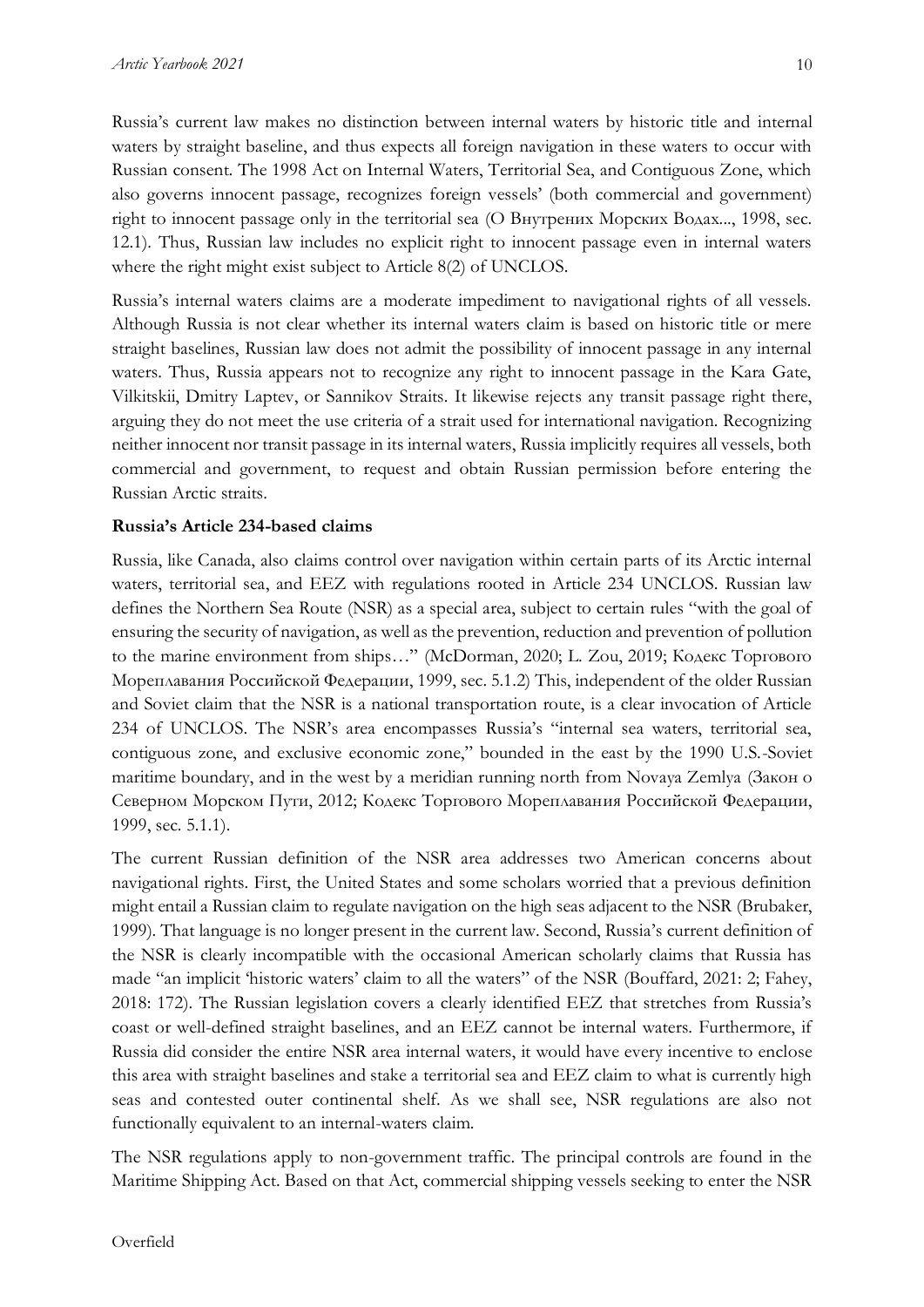Russia's current law makes no distinction between internal waters by historic title and internal waters by straight baseline, and thus expects all foreign navigation in these waters to occur with Russian consent. The 1998 Act on Internal Waters, Territorial Sea, and Contiguous Zone, which also governs innocent passage, recognizes foreign vessels' (both commercial and government) right to innocent passage only in the territorial sea (О Внутрених Морских Водах..., 1998, sec. 12.1). Thus, Russian law includes no explicit right to innocent passage even in internal waters where the right might exist subject to Article 8(2) of UNCLOS.

Russia's internal waters claims are a moderate impediment to navigational rights of all vessels. Although Russia is not clear whether its internal waters claim is based on historic title or mere straight baselines, Russian law does not admit the possibility of innocent passage in any internal waters. Thus, Russia appears not to recognize any right to innocent passage in the Kara Gate, Vilkitskii, Dmitry Laptev, or Sannikov Straits. It likewise rejects any transit passage right there, arguing they do not meet the use criteria of a strait used for international navigation. Recognizing neither innocent nor transit passage in its internal waters, Russia implicitly requires all vessels, both commercial and government, to request and obtain Russian permission before entering the Russian Arctic straits.

**Russia's Article 234-based claims**

Russia, like Canada, also claims control over navigation within certain parts of its Arctic internal waters, territorial sea, and EEZ with regulations rooted in Article 234 UNCLOS. Russian law defines the Northern Sea Route (NSR) as a special area, subject to certain rules "with the goal of ensuring the security of navigation, as well as the prevention, reduction and prevention of pollution to the marine environment from ships…" (McDorman, 2020; L. Zou, 2019; Кодекс Торгового Мореплавания Российской Федерации, 1999, sec. 5.1.2) This, independent of the older Russian and Soviet claim that the NSR is a national transportation route, is a clear invocation of Article 234 of UNCLOS. The NSR's area encompasses Russia's "internal sea waters, territorial sea, contiguous zone, and exclusive economic zone," bounded in the east by the 1990 U.S.-Soviet maritime boundary, and in the west by a meridian running north from Novaya Zemlya (Закон о Северном Морском Пути, 2012; Кодекс Торгового Мореплавания Российской Федерации, 1999, sec. 5.1.1).

The current Russian definition of the NSR area addresses two American concerns about navigational rights. First, the United States and some scholars worried that a previous definition might entail a Russian claim to regulate navigation on the high seas adjacent to the NSR (Brubaker, 1999). That language is no longer present in the current law. Second, Russia's current definition of the NSR is clearly incompatible with the occasional American scholarly claims that Russia has made "an implicit 'historic waters' claim to all the waters" of the NSR (Bouffard, 2021: 2; Fahey, 2018: 172). The Russian legislation covers a clearly identified EEZ that stretches from Russia's coast or well-defined straight baselines, and an EEZ cannot be internal waters. Furthermore, if Russia did consider the entire NSR area internal waters, it would have every incentive to enclose this area with straight baselines and stake a territorial sea and EEZ claim to what is currently high seas and contested outer continental shelf. As we shall see, NSR regulations are also not functionally equivalent to an internal-waters claim.

The NSR regulations apply to non-government traffic. The principal controls are found in the Maritime Shipping Act. Based on that Act, commercial shipping vessels seeking to enter the NSR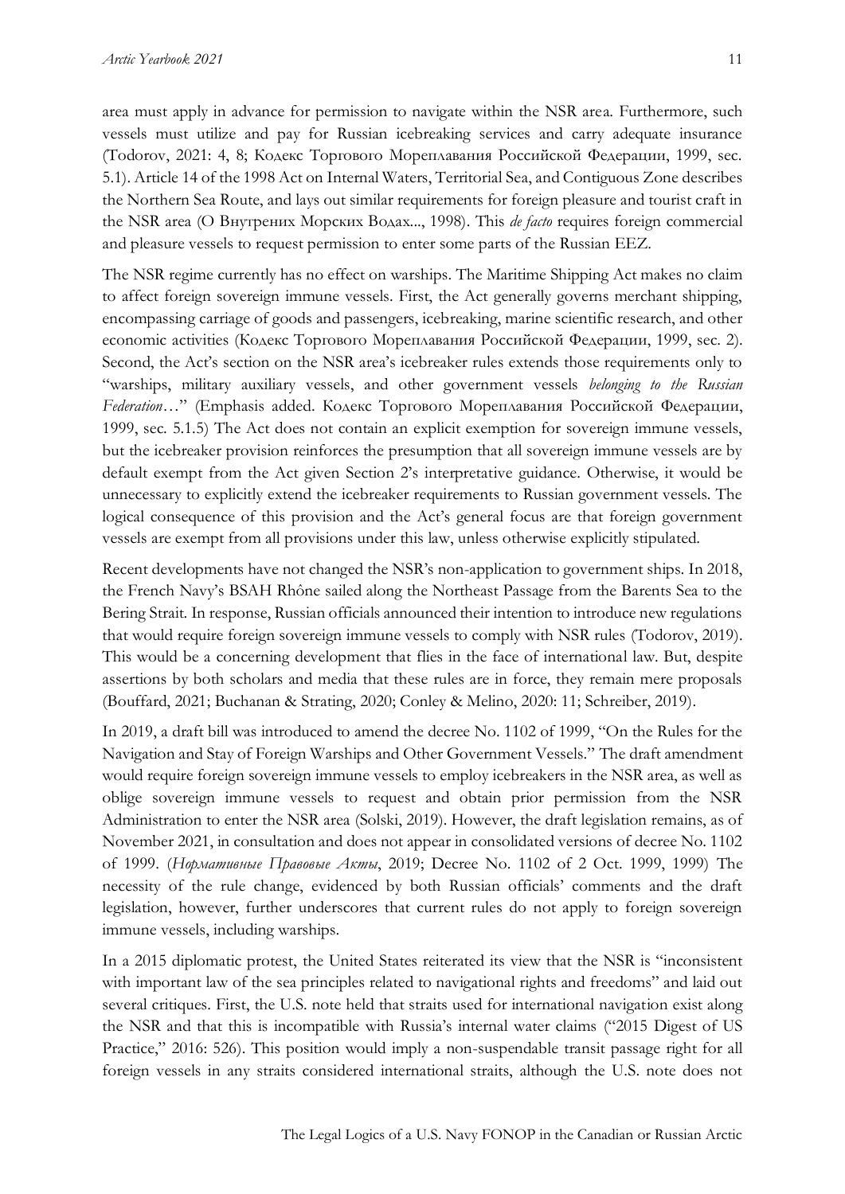area must apply in advance for permission to navigate within the NSR area. Furthermore, such vessels must utilize and pay for Russian icebreaking services and carry adequate insurance (Todorov, 2021: 4, 8; Кодекс Торгового Мореплавания Российской Федерации, 1999, sec. 5.1). Article 14 of the 1998 Act on Internal Waters, Territorial Sea, and Contiguous Zone describes the Northern Sea Route, and lays out similar requirements for foreign pleasure and tourist craft in the NSR area (О Внутрених Морских Водах..., 1998). This *de facto* requires foreign commercial and pleasure vessels to request permission to enter some parts of the Russian EEZ.

The NSR regime currently has no effect on warships. The Maritime Shipping Act makes no claim to affect foreign sovereign immune vessels. First, the Act generally governs merchant shipping, encompassing carriage of goods and passengers, icebreaking, marine scientific research, and other economic activities (Кодекс Торгового Мореплавания Российской Федерации, 1999, sec. 2). Second, the Act's section on the NSR area's icebreaker rules extends those requirements only to "warships, military auxiliary vessels, and other government vessels *belonging to the Russian Federation*…" (Emphasis added. Кодекс Торгового Мореплавания Российской Федерации, 1999, sec. 5.1.5) The Act does not contain an explicit exemption for sovereign immune vessels, but the icebreaker provision reinforces the presumption that all sovereign immune vessels are by default exempt from the Act given Section 2's interpretative guidance. Otherwise, it would be unnecessary to explicitly extend the icebreaker requirements to Russian government vessels. The logical consequence of this provision and the Act's general focus are that foreign government vessels are exempt from all provisions under this law, unless otherwise explicitly stipulated.

Recent developments have not changed the NSR's non-application to government ships. In 2018, the French Navy's BSAH Rhône sailed along the Northeast Passage from the Barents Sea to the Bering Strait. In response, Russian officials announced their intention to introduce new regulations that would require foreign sovereign immune vessels to comply with NSR rules (Todorov, 2019). This would be a concerning development that flies in the face of international law. But, despite assertions by both scholars and media that these rules are in force, they remain mere proposals (Bouffard, 2021; Buchanan & Strating, 2020; Conley & Melino, 2020: 11; Schreiber, 2019).

In 2019, a draft bill was introduced to amend the decree No. 1102 of 1999, "On the Rules for the Navigation and Stay of Foreign Warships and Other Government Vessels." The draft amendment would require foreign sovereign immune vessels to employ icebreakers in the NSR area, as well as oblige sovereign immune vessels to request and obtain prior permission from the NSR Administration to enter the NSR area (Solski, 2019). However, the draft legislation remains, as of November 2021, in consultation and does not appear in consolidated versions of decree No. 1102 of 1999. (*Нормативные Правовые Акты*, 2019; Decree No. 1102 of 2 Oct. 1999, 1999) The necessity of the rule change, evidenced by both Russian officials' comments and the draft legislation, however, further underscores that current rules do not apply to foreign sovereign immune vessels, including warships.

In a 2015 diplomatic protest, the United States reiterated its view that the NSR is "inconsistent with important law of the sea principles related to navigational rights and freedoms" and laid out several critiques. First, the U.S. note held that straits used for international navigation exist along the NSR and that this is incompatible with Russia's internal water claims ("2015 Digest of US Practice," 2016: 526). This position would imply a non-suspendable transit passage right for all foreign vessels in any straits considered international straits, although the U.S. note does not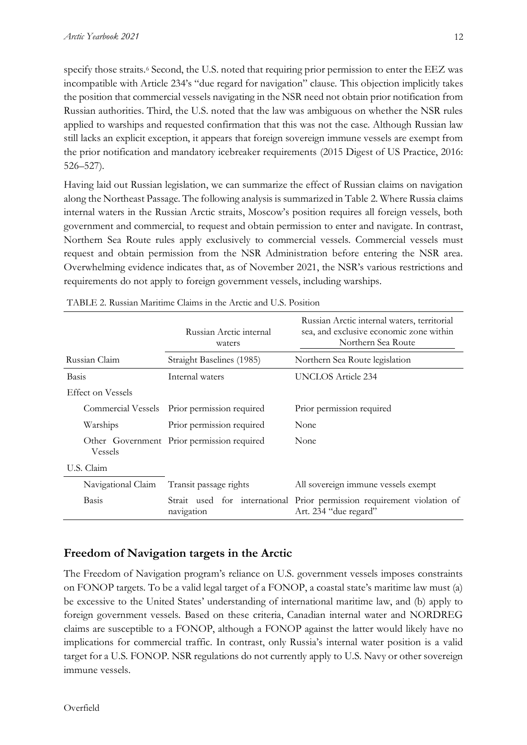specify those straits.[6] Second, the U.S. noted that requiring prior permission to enter the EEZ was incompatible with Article 234's "due regard for navigation" clause. This objection implicitly takes the position that commercial vessels navigating in the NSR need not obtain prior notification from Russian authorities. Third, the U.S. noted that the law was ambiguous on whether the NSR rules applied to warships and requested confirmation that this was not the case. Although Russian law still lacks an explicit exception, it appears that foreign sovereign immune vessels are exempt from the prior notification and mandatory icebreaker requirements (2015 Digest of US Practice, 2016: 526–527).

Having laid out Russian legislation, we can summarize the effect of Russian claims on navigation along the Northeast Passage. The following analysis is summarized in Table 2. Where Russia claims internal waters in the Russian Arctic straits, Moscow's position requires all foreign vessels, both government and commercial, to request and obtain permission to enter and navigate. In contrast, Northern Sea Route rules apply exclusively to commercial vessels. Commercial vessels must request and obtain permission from the NSR Administration before entering the NSR area. Overwhelming evidence indicates that, as of November 2021, the NSR's various restrictions and requirements do not apply to foreign government vessels, including warships.

TABLE 2. Russian Maritime Claims in the Arctic and U.S. Position

| | Russian Arctic internal waters | Russian Arctic internal waters, territorial sea, and exclusive economic zone within Northern Sea Route |
|---|---|---|
| Russian Claim | Straight Baselines (1985) | Northern Sea Route legislation |
| Basis | Internal waters | UNCLOS Article 234 |
| Effect on Vessels | | |
| Commercial Vessels | Prior permission required | Prior permission required |
| Warships | Prior permission required | None |
| Other Government Vessels | Prior permission required | None |
| U.S. Claim | | |
| Navigational Claim | Transit passage rights | All sovereign immune vessels exempt |
| Basis | Strait used for international navigation | Prior permission requirement violation of Art. 234 "due regard" |

## Freedom of Navigation targets in the Arctic

The Freedom of Navigation program's reliance on U.S. government vessels imposes constraints on FONOP targets. To be a valid legal target of a FONOP, a coastal state's maritime law must (a) be excessive to the United States' understanding of international maritime law, and (b) apply to foreign government vessels. Based on these criteria, Canadian internal water and NORDREG claims are susceptible to a FONOP, although a FONOP against the latter would likely have no implications for commercial traffic. In contrast, only Russia's internal water position is a valid target for a U.S. FONOP. NSR regulations do not currently apply to U.S. Navy or other sovereign immune vessels.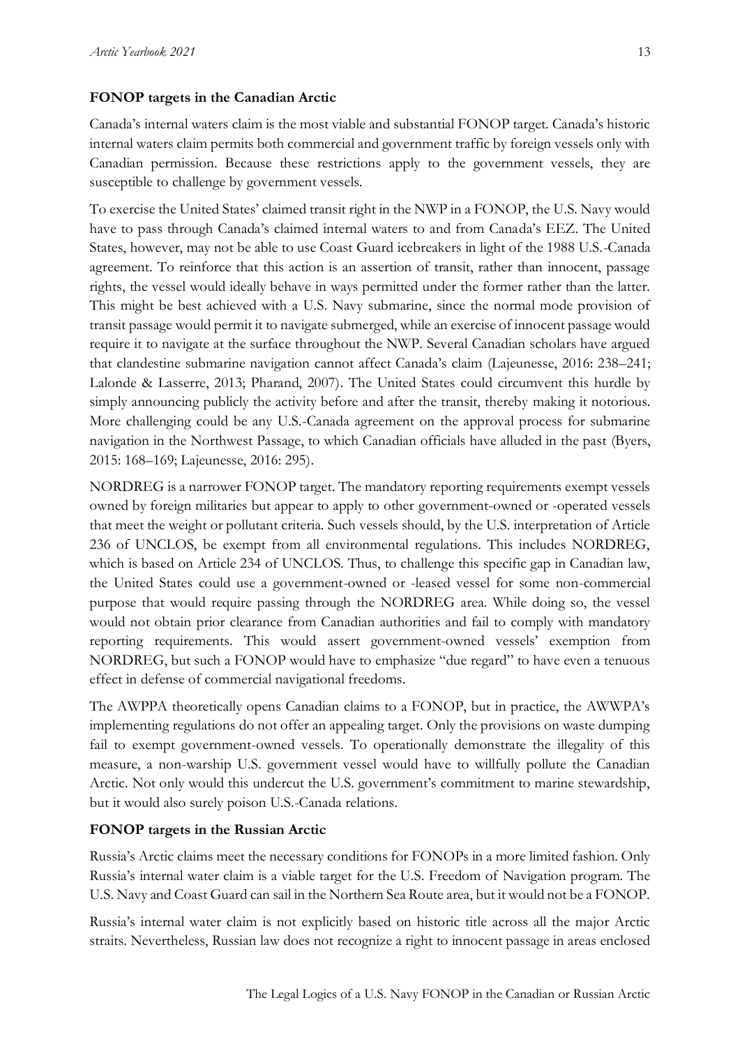**FONOP targets in the Canadian Arctic**

Canada's internal waters claim is the most viable and substantial FONOP target. Canada's historic internal waters claim permits both commercial and government traffic by foreign vessels only with Canadian permission. Because these restrictions apply to the government vessels, they are susceptible to challenge by government vessels.

To exercise the United States' claimed transit right in the NWP in a FONOP, the U.S. Navy would have to pass through Canada's claimed internal waters to and from Canada's EEZ. The United States, however, may not be able to use Coast Guard icebreakers in light of the 1988 U.S.-Canada agreement. To reinforce that this action is an assertion of transit, rather than innocent, passage rights, the vessel would ideally behave in ways permitted under the former rather than the latter. This might be best achieved with a U.S. Navy submarine, since the normal mode provision of transit passage would permit it to navigate submerged, while an exercise of innocent passage would require it to navigate at the surface throughout the NWP. Several Canadian scholars have argued that clandestine submarine navigation cannot affect Canada's claim (Lajeunesse, 2016: 238–241; Lalonde & Lasserre, 2013; Pharand, 2007). The United States could circumvent this hurdle by simply announcing publicly the activity before and after the transit, thereby making it notorious. More challenging could be any U.S.-Canada agreement on the approval process for submarine navigation in the Northwest Passage, to which Canadian officials have alluded in the past (Byers, 2015: 168–169; Lajeunesse, 2016: 295).

NORDREG is a narrower FONOP target. The mandatory reporting requirements exempt vessels owned by foreign militaries but appear to apply to other government-owned or -operated vessels that meet the weight or pollutant criteria. Such vessels should, by the U.S. interpretation of Article 236 of UNCLOS, be exempt from all environmental regulations. This includes NORDREG, which is based on Article 234 of UNCLOS. Thus, to challenge this specific gap in Canadian law, the United States could use a government-owned or -leased vessel for some non-commercial purpose that would require passing through the NORDREG area. While doing so, the vessel would not obtain prior clearance from Canadian authorities and fail to comply with mandatory reporting requirements. This would assert government-owned vessels' exemption from NORDREG, but such a FONOP would have to emphasize "due regard" to have even a tenuous effect in defense of commercial navigational freedoms.

The AWPPA theoretically opens Canadian claims to a FONOP, but in practice, the AWWPA's implementing regulations do not offer an appealing target. Only the provisions on waste dumping fail to exempt government-owned vessels. To operationally demonstrate the illegality of this measure, a non-warship U.S. government vessel would have to willfully pollute the Canadian Arctic. Not only would this undercut the U.S. government's commitment to marine stewardship, but it would also surely poison U.S.-Canada relations.

**FONOP targets in the Russian Arctic**

Russia's Arctic claims meet the necessary conditions for FONOPs in a more limited fashion. Only Russia's internal water claim is a viable target for the U.S. Freedom of Navigation program. The U.S. Navy and Coast Guard can sail in the Northern Sea Route area, but it would not be a FONOP.

Russia's internal water claim is not explicitly based on historic title across all the major Arctic straits. Nevertheless, Russian law does not recognize a right to innocent passage in areas enclosed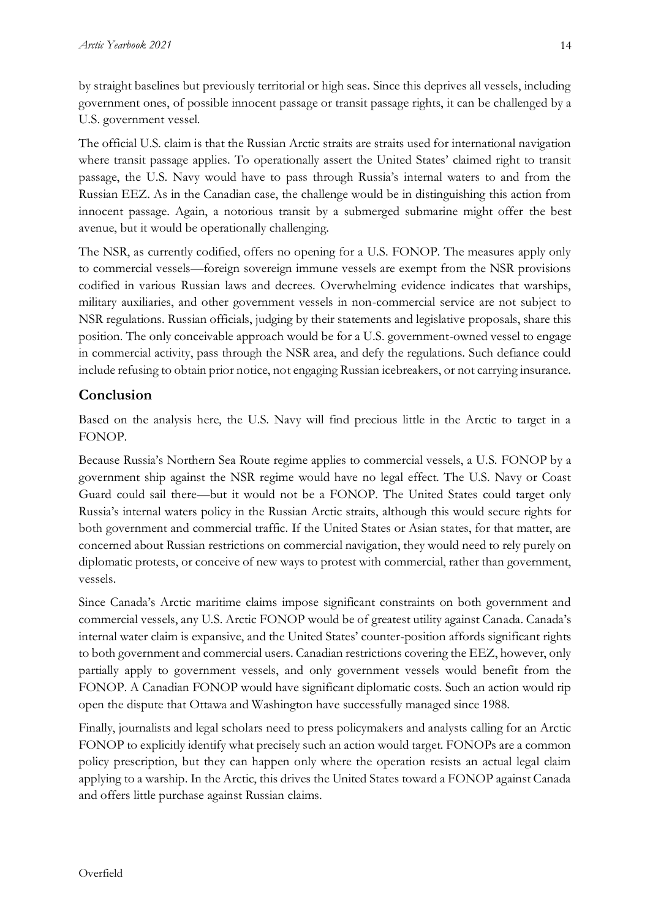by straight baselines but previously territorial or high seas. Since this deprives all vessels, including government ones, of possible innocent passage or transit passage rights, it can be challenged by a U.S. government vessel.

The official U.S. claim is that the Russian Arctic straits are straits used for international navigation where transit passage applies. To operationally assert the United States' claimed right to transit passage, the U.S. Navy would have to pass through Russia's internal waters to and from the Russian EEZ. As in the Canadian case, the challenge would be in distinguishing this action from innocent passage. Again, a notorious transit by a submerged submarine might offer the best avenue, but it would be operationally challenging.

The NSR, as currently codified, offers no opening for a U.S. FONOP. The measures apply only to commercial vessels—foreign sovereign immune vessels are exempt from the NSR provisions codified in various Russian laws and decrees. Overwhelming evidence indicates that warships, military auxiliaries, and other government vessels in non-commercial service are not subject to NSR regulations. Russian officials, judging by their statements and legislative proposals, share this position. The only conceivable approach would be for a U.S. government-owned vessel to engage in commercial activity, pass through the NSR area, and defy the regulations. Such defiance could include refusing to obtain prior notice, not engaging Russian icebreakers, or not carrying insurance.

## Conclusion

Based on the analysis here, the U.S. Navy will find precious little in the Arctic to target in a FONOP.

Because Russia's Northern Sea Route regime applies to commercial vessels, a U.S. FONOP by a government ship against the NSR regime would have no legal effect. The U.S. Navy or Coast Guard could sail there—but it would not be a FONOP. The United States could target only Russia's internal waters policy in the Russian Arctic straits, although this would secure rights for both government and commercial traffic. If the United States or Asian states, for that matter, are concerned about Russian restrictions on commercial navigation, they would need to rely purely on diplomatic protests, or conceive of new ways to protest with commercial, rather than government, vessels.

Since Canada's Arctic maritime claims impose significant constraints on both government and commercial vessels, any U.S. Arctic FONOP would be of greatest utility against Canada. Canada's internal water claim is expansive, and the United States' counter-position affords significant rights to both government and commercial users. Canadian restrictions covering the EEZ, however, only partially apply to government vessels, and only government vessels would benefit from the FONOP. A Canadian FONOP would have significant diplomatic costs. Such an action would rip open the dispute that Ottawa and Washington have successfully managed since 1988.

Finally, journalists and legal scholars need to press policymakers and analysts calling for an Arctic FONOP to explicitly identify what precisely such an action would target. FONOPs are a common policy prescription, but they can happen only where the operation resists an actual legal claim applying to a warship. In the Arctic, this drives the United States toward a FONOP against Canada and offers little purchase against Russian claims.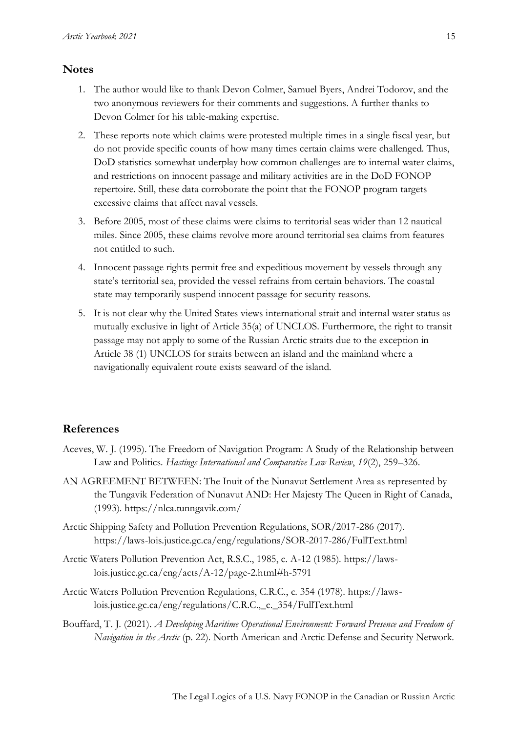## Notes

1. The author would like to thank Devon Colmer, Samuel Byers, Andrei Todorov, and the two anonymous reviewers for their comments and suggestions. A further thanks to Devon Colmer for his table-making expertise.
2. These reports note which claims were protested multiple times in a single fiscal year, but do not provide specific counts of how many times certain claims were challenged. Thus, DoD statistics somewhat underplay how common challenges are to internal water claims, and restrictions on innocent passage and military activities are in the DoD FONOP repertoire. Still, these data corroborate the point that the FONOP program targets excessive claims that affect naval vessels.
3. Before 2005, most of these claims were claims to territorial seas wider than 12 nautical miles. Since 2005, these claims revolve more around territorial sea claims from features not entitled to such.
4. Innocent passage rights permit free and expeditious movement by vessels through any state's territorial sea, provided the vessel refrains from certain behaviors. The coastal state may temporarily suspend innocent passage for security reasons.
5. It is not clear why the United States views international strait and internal water status as mutually exclusive in light of Article 35(a) of UNCLOS. Furthermore, the right to transit passage may not apply to some of the Russian Arctic straits due to the exception in Article 38 (1) UNCLOS for straits between an island and the mainland where a navigationally equivalent route exists seaward of the island.

## References

Aceves, W. J. (1995). The Freedom of Navigation Program: A Study of the Relationship between Law and Politics. *Hastings International and Comparative Law Review*, *19*(2), 259–326.

AN AGREEMENT BETWEEN: The Inuit of the Nunavut Settlement Area as represented by the Tungavik Federation of Nunavut AND: Her Majesty The Queen in Right of Canada, (1993). https://nlca.tunngavik.com/

Arctic Shipping Safety and Pollution Prevention Regulations, SOR/2017-286 (2017). https://laws-lois.justice.gc.ca/eng/regulations/SOR-2017-286/FullText.html

Arctic Waters Pollution Prevention Act, R.S.C., 1985, c. A-12 (1985). https://laws-lois.justice.gc.ca/eng/acts/A-12/page-2.html#h-5791

Arctic Waters Pollution Prevention Regulations, C.R.C., c. 354 (1978). https://laws-lois.justice.gc.ca/eng/regulations/C.R.C.,_c._354/FullText.html

Bouffard, T. J. (2021). *A Developing Maritime Operational Environment: Forward Presence and Freedom of Navigation in the Arctic* (p. 22). North American and Arctic Defense and Security Network.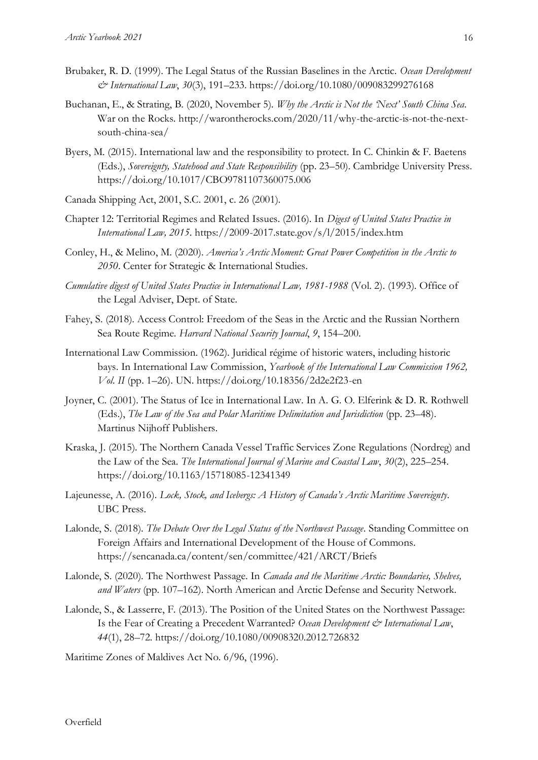Brubaker, R. D. (1999). The Legal Status of the Russian Baselines in the Arctic. *Ocean Development & International Law*, *30*(3), 191–233. https://doi.org/10.1080/009083299276168

Buchanan, E., & Strating, B. (2020, November 5). *Why the Arctic is Not the 'Next' South China Sea*. War on the Rocks. http://warontherocks.com/2020/11/why-the-arctic-is-not-the-next-south-china-sea/

Byers, M. (2015). International law and the responsibility to protect. In C. Chinkin & F. Baetens (Eds.), *Sovereignty, Statehood and State Responsibility* (pp. 23–50). Cambridge University Press. https://doi.org/10.1017/CBO9781107360075.006

Canada Shipping Act, 2001, S.C. 2001, c. 26 (2001).

Chapter 12: Territorial Regimes and Related Issues. (2016). In *Digest of United States Practice in International Law, 2015*. https://2009-2017.state.gov/s/l/2015/index.htm

Conley, H., & Melino, M. (2020). *America's Arctic Moment: Great Power Competition in the Arctic to 2050*. Center for Strategic & International Studies.

*Cumulative digest of United States Practice in International Law, 1981-1988* (Vol. 2). (1993). Office of the Legal Adviser, Dept. of State.

Fahey, S. (2018). Access Control: Freedom of the Seas in the Arctic and the Russian Northern Sea Route Regime. *Harvard National Security Journal*, *9*, 154–200.

International Law Commission. (1962). Juridical régime of historic waters, including historic bays. In International Law Commission, *Yearbook of the International Law Commission 1962, Vol. II* (pp. 1–26). UN. https://doi.org/10.18356/2d2e2f23-en

Joyner, C. (2001). The Status of Ice in International Law. In A. G. O. Elferink & D. R. Rothwell (Eds.), *The Law of the Sea and Polar Maritime Delimitation and Jurisdiction* (pp. 23–48). Martinus Nijhoff Publishers.

Kraska, J. (2015). The Northern Canada Vessel Traffic Services Zone Regulations (Nordreg) and the Law of the Sea. *The International Journal of Marine and Coastal Law*, *30*(2), 225–254. https://doi.org/10.1163/15718085-12341349

Lajeunesse, A. (2016). *Lock, Stock, and Icebergs: A History of Canada's Arctic Maritime Sovereignty*. UBC Press.

Lalonde, S. (2018). *The Debate Over the Legal Status of the Northwest Passage*. Standing Committee on Foreign Affairs and International Development of the House of Commons. https://sencanada.ca/content/sen/committee/421/ARCT/Briefs

Lalonde, S. (2020). The Northwest Passage. In *Canada and the Maritime Arctic: Boundaries, Shelves, and Waters* (pp. 107–162). North American and Arctic Defense and Security Network.

Lalonde, S., & Lasserre, F. (2013). The Position of the United States on the Northwest Passage: Is the Fear of Creating a Precedent Warranted? *Ocean Development & International Law*, *44*(1), 28–72. https://doi.org/10.1080/00908320.2012.726832

Maritime Zones of Maldives Act No. 6/96, (1996).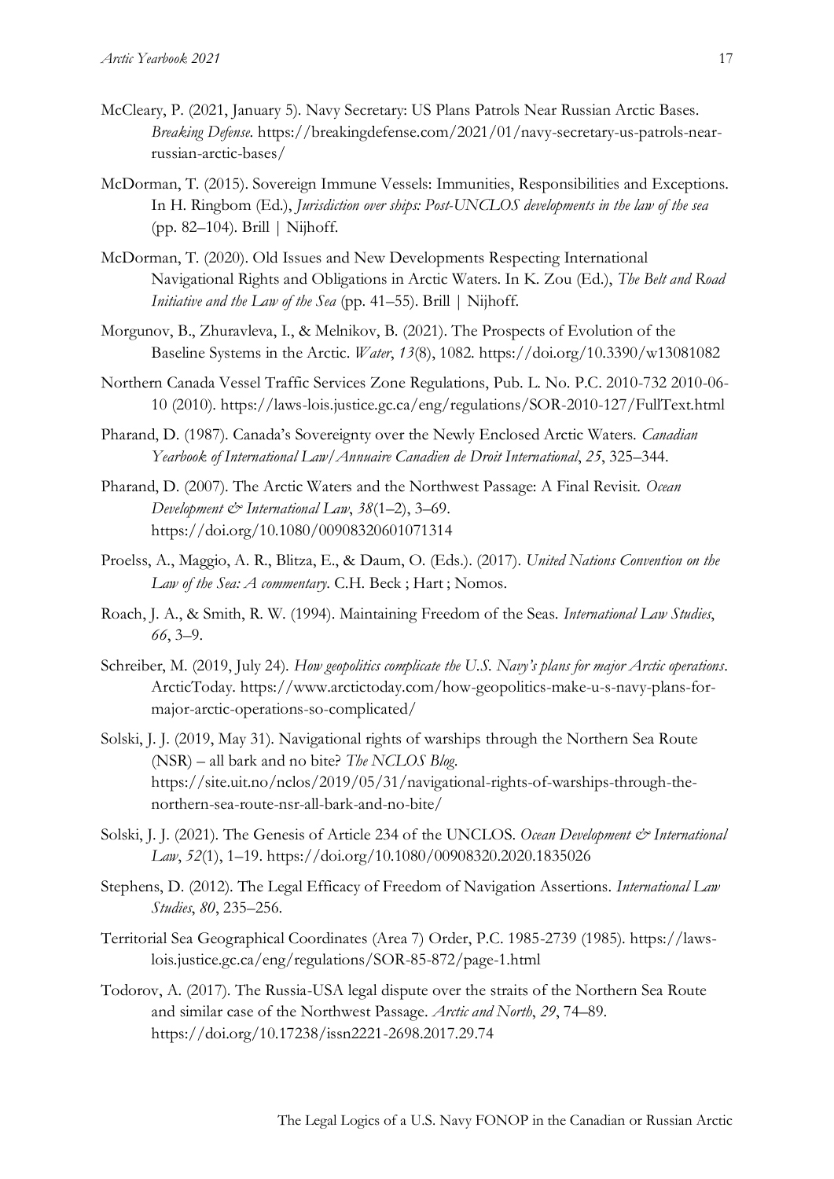McCleary, P. (2021, January 5). Navy Secretary: US Plans Patrols Near Russian Arctic Bases. *Breaking Defense*. https://breakingdefense.com/2021/01/navy-secretary-us-patrols-near-russian-arctic-bases/

McDorman, T. (2015). Sovereign Immune Vessels: Immunities, Responsibilities and Exceptions. In H. Ringbom (Ed.), *Jurisdiction over ships: Post-UNCLOS developments in the law of the sea* (pp. 82–104). Brill | Nijhoff.

McDorman, T. (2020). Old Issues and New Developments Respecting International Navigational Rights and Obligations in Arctic Waters. In K. Zou (Ed.), *The Belt and Road Initiative and the Law of the Sea* (pp. 41–55). Brill | Nijhoff.

Morgunov, B., Zhuravleva, I., & Melnikov, B. (2021). The Prospects of Evolution of the Baseline Systems in the Arctic. *Water*, *13*(8), 1082. https://doi.org/10.3390/w13081082

Northern Canada Vessel Traffic Services Zone Regulations, Pub. L. No. P.C. 2010-732 2010-06-10 (2010). https://laws-lois.justice.gc.ca/eng/regulations/SOR-2010-127/FullText.html

Pharand, D. (1987). Canada's Sovereignty over the Newly Enclosed Arctic Waters. *Canadian Yearbook of International Law/Annuaire Canadien de Droit International*, *25*, 325–344.

Pharand, D. (2007). The Arctic Waters and the Northwest Passage: A Final Revisit. *Ocean Development & International Law*, *38*(1–2), 3–69. https://doi.org/10.1080/00908320601071314

Proelss, A., Maggio, A. R., Blitza, E., & Daum, O. (Eds.). (2017). *United Nations Convention on the Law of the Sea: A commentary*. C.H. Beck ; Hart ; Nomos.

Roach, J. A., & Smith, R. W. (1994). Maintaining Freedom of the Seas. *International Law Studies*, *66*, 3–9.

Schreiber, M. (2019, July 24). *How geopolitics complicate the U.S. Navy's plans for major Arctic operations*. ArcticToday. https://www.arctictoday.com/how-geopolitics-make-u-s-navy-plans-for-major-arctic-operations-so-complicated/

Solski, J. J. (2019, May 31). Navigational rights of warships through the Northern Sea Route (NSR) – all bark and no bite? *The NCLOS Blog*. https://site.uit.no/nclos/2019/05/31/navigational-rights-of-warships-through-the-northern-sea-route-nsr-all-bark-and-no-bite/

Solski, J. J. (2021). The Genesis of Article 234 of the UNCLOS. *Ocean Development & International Law*, *52*(1), 1–19. https://doi.org/10.1080/00908320.2020.1835026

Stephens, D. (2012). The Legal Efficacy of Freedom of Navigation Assertions. *International Law Studies*, *80*, 235–256.

Territorial Sea Geographical Coordinates (Area 7) Order, P.C. 1985-2739 (1985). https://laws-lois.justice.gc.ca/eng/regulations/SOR-85-872/page-1.html

Todorov, A. (2017). The Russia-USA legal dispute over the straits of the Northern Sea Route and similar case of the Northwest Passage. *Arctic and North*, *29*, 74–89. https://doi.org/10.17238/issn2221-2698.2017.29.74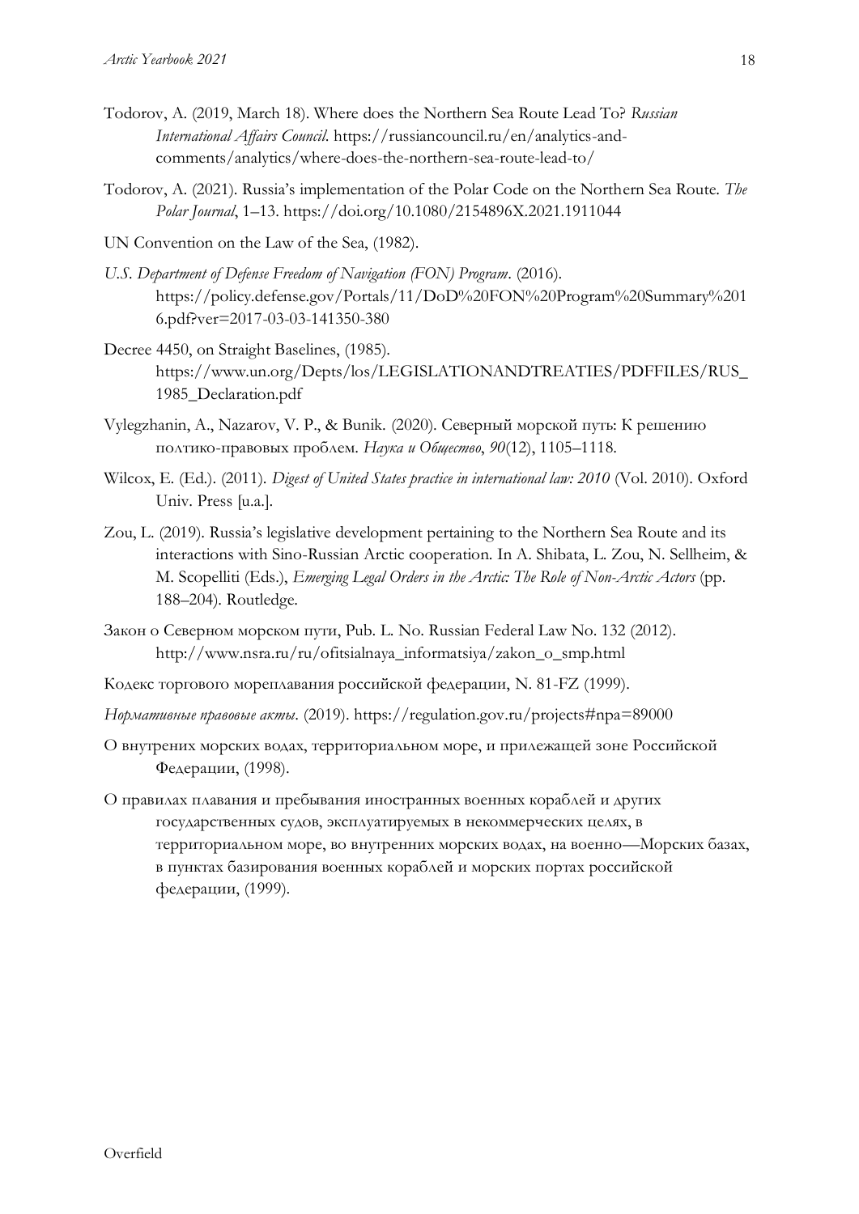Todorov, A. (2019, March 18). Where does the Northern Sea Route Lead To? *Russian International Affairs Council*. https://russiancouncil.ru/en/analytics-and-comments/analytics/where-does-the-northern-sea-route-lead-to/

Todorov, A. (2021). Russia's implementation of the Polar Code on the Northern Sea Route. *The Polar Journal*, 1–13. https://doi.org/10.1080/2154896X.2021.1911044

UN Convention on the Law of the Sea, (1982).

*U.S. Department of Defense Freedom of Navigation (FON) Program*. (2016). https://policy.defense.gov/Portals/11/DoD%20FON%20Program%20Summary%2016.pdf?ver=2017-03-03-141350-380

Decree 4450, on Straight Baselines, (1985). https://www.un.org/Depts/los/LEGISLATIONANDTREATIES/PDFFILES/RUS_1985_Declaration.pdf

Vylegzhanin, A., Nazarov, V. P., & Bunik. (2020). Северный морской путь: К решению полтико-правовых проблем. *Наука и Общество*, *90*(12), 1105–1118.

Wilcox, E. (Ed.). (2011). *Digest of United States practice in international law: 2010* (Vol. 2010). Oxford Univ. Press [u.a.].

Zou, L. (2019). Russia's legislative development pertaining to the Northern Sea Route and its interactions with Sino-Russian Arctic cooperation. In A. Shibata, L. Zou, N. Sellheim, & M. Scopelliti (Eds.), *Emerging Legal Orders in the Arctic: The Role of Non-Arctic Actors* (pp. 188–204). Routledge.

Закон о Северном морском пути, Pub. L. No. Russian Federal Law No. 132 (2012). http://www.nsra.ru/ru/ofitsialnaya_informatsiya/zakon_o_smp.html

Кодекс торгового мореплавания российской федерации, N. 81-FZ (1999).

*Нормативные правовые акты*. (2019). https://regulation.gov.ru/projects#npa=89000

О внутрених морских водах, территориальном море, и прилежащей зоне Российской Федерации, (1998).

О правилах плавания и пребывания иностранных военных кораблей и других государственных судов, эксплуатируемых в некоммерческих целях, в территориальном море, во внутренних морских водах, на военно—Морских базах, в пунктах базирования военных кораблей и морских портах российской федерации, (1999).